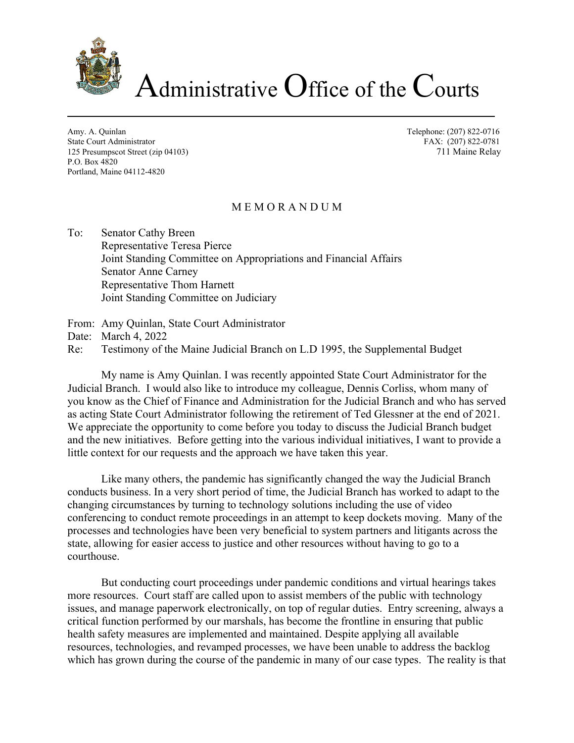# Administrative Office of the Courts

Amy. A. Quinlan
State Court Administrator
125 Presumpscot Street (zip 04103)
P.O. Box 4820
Portland, Maine 04112-4820

Telephone: (207) 822-0716
FAX: (207) 822-0781
711 Maine Relay

## M E M O R A N D U M

To: Senator Cathy Breen
Representative Teresa Pierce
Joint Standing Committee on Appropriations and Financial Affairs
Senator Anne Carney
Representative Thom Harnett
Joint Standing Committee on Judiciary

From: Amy Quinlan, State Court Administrator
Date: March 4, 2022
Re: Testimony of the Maine Judicial Branch on L.D 1995, the Supplemental Budget

My name is Amy Quinlan. I was recently appointed State Court Administrator for the Judicial Branch. I would also like to introduce my colleague, Dennis Corliss, whom many of you know as the Chief of Finance and Administration for the Judicial Branch and who has served as acting State Court Administrator following the retirement of Ted Glessner at the end of 2021. We appreciate the opportunity to come before you today to discuss the Judicial Branch budget and the new initiatives. Before getting into the various individual initiatives, I want to provide a little context for our requests and the approach we have taken this year.

Like many others, the pandemic has significantly changed the way the Judicial Branch conducts business. In a very short period of time, the Judicial Branch has worked to adapt to the changing circumstances by turning to technology solutions including the use of video conferencing to conduct remote proceedings in an attempt to keep dockets moving. Many of the processes and technologies have been very beneficial to system partners and litigants across the state, allowing for easier access to justice and other resources without having to go to a courthouse.

But conducting court proceedings under pandemic conditions and virtual hearings takes more resources. Court staff are called upon to assist members of the public with technology issues, and manage paperwork electronically, on top of regular duties. Entry screening, always a critical function performed by our marshals, has become the frontline in ensuring that public health safety measures are implemented and maintained. Despite applying all available resources, technologies, and revamped processes, we have been unable to address the backlog which has grown during the course of the pandemic in many of our case types. The reality is that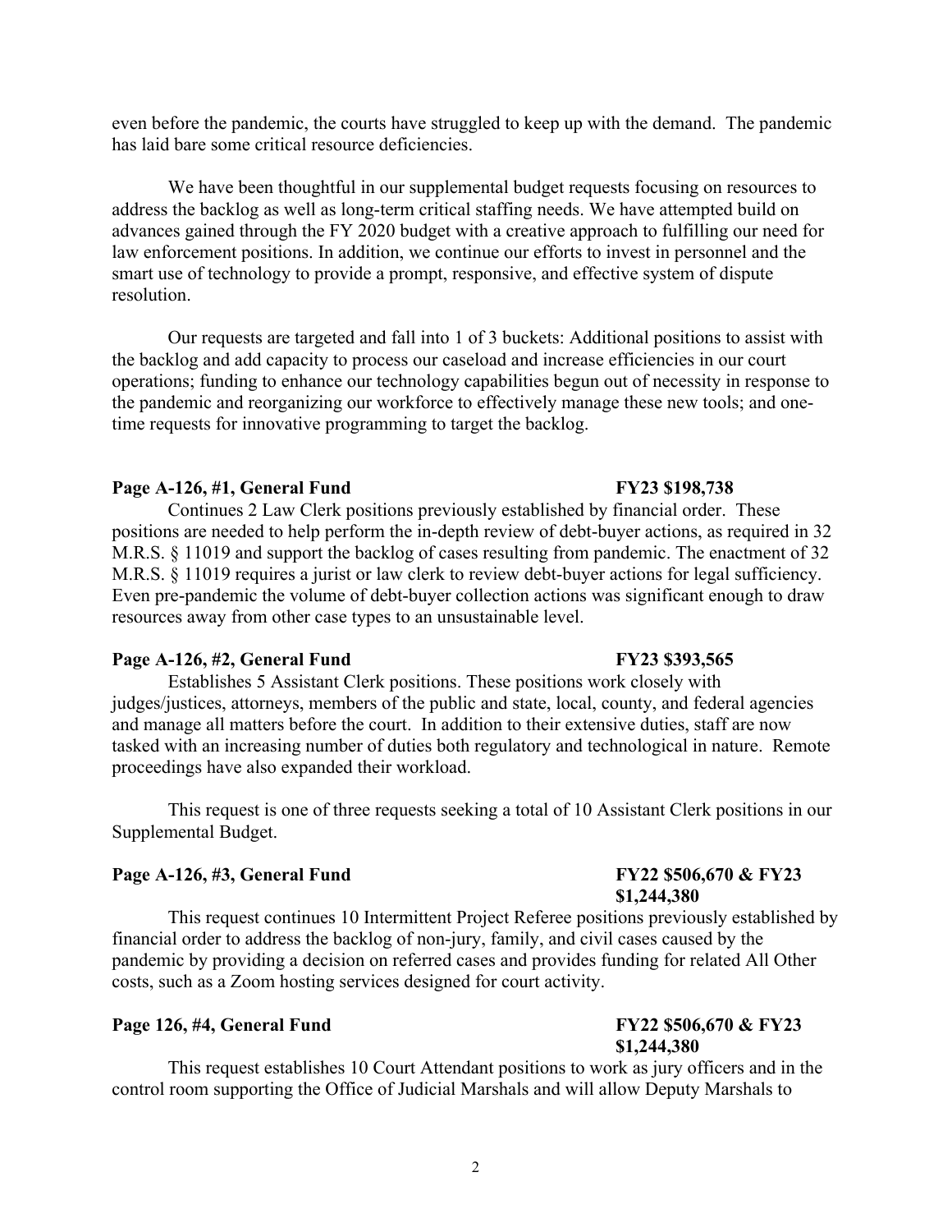even before the pandemic, the courts have struggled to keep up with the demand. The pandemic has laid bare some critical resource deficiencies.

We have been thoughtful in our supplemental budget requests focusing on resources to address the backlog as well as long-term critical staffing needs. We have attempted build on advances gained through the FY 2020 budget with a creative approach to fulfilling our need for law enforcement positions. In addition, we continue our efforts to invest in personnel and the smart use of technology to provide a prompt, responsive, and effective system of dispute resolution.

Our requests are targeted and fall into 1 of 3 buckets: Additional positions to assist with the backlog and add capacity to process our caseload and increase efficiencies in our court operations; funding to enhance our technology capabilities begun out of necessity in response to the pandemic and reorganizing our workforce to effectively manage these new tools; and one-time requests for innovative programming to target the backlog.

**Page A-126, #1, General Fund FY23 $198,738**

Continues 2 Law Clerk positions previously established by financial order. These positions are needed to help perform the in-depth review of debt-buyer actions, as required in 32 M.R.S. § 11019 and support the backlog of cases resulting from pandemic. The enactment of 32 M.R.S. § 11019 requires a jurist or law clerk to review debt-buyer actions for legal sufficiency. Even pre-pandemic the volume of debt-buyer collection actions was significant enough to draw resources away from other case types to an unsustainable level.

**Page A-126, #2, General Fund FY23 $393,565**

Establishes 5 Assistant Clerk positions. These positions work closely with judges/justices, attorneys, members of the public and state, local, county, and federal agencies and manage all matters before the court. In addition to their extensive duties, staff are now tasked with an increasing number of duties both regulatory and technological in nature. Remote proceedings have also expanded their workload.

This request is one of three requests seeking a total of 10 Assistant Clerk positions in our Supplemental Budget.

**Page A-126, #3, General Fund FY22 $506,670 & FY23 $1,244,380**

This request continues 10 Intermittent Project Referee positions previously established by financial order to address the backlog of non-jury, family, and civil cases caused by the pandemic by providing a decision on referred cases and provides funding for related All Other costs, such as a Zoom hosting services designed for court activity.

**Page 126, #4, General Fund FY22 $506,670 & FY23 $1,244,380**

This request establishes 10 Court Attendant positions to work as jury officers and in the control room supporting the Office of Judicial Marshals and will allow Deputy Marshals to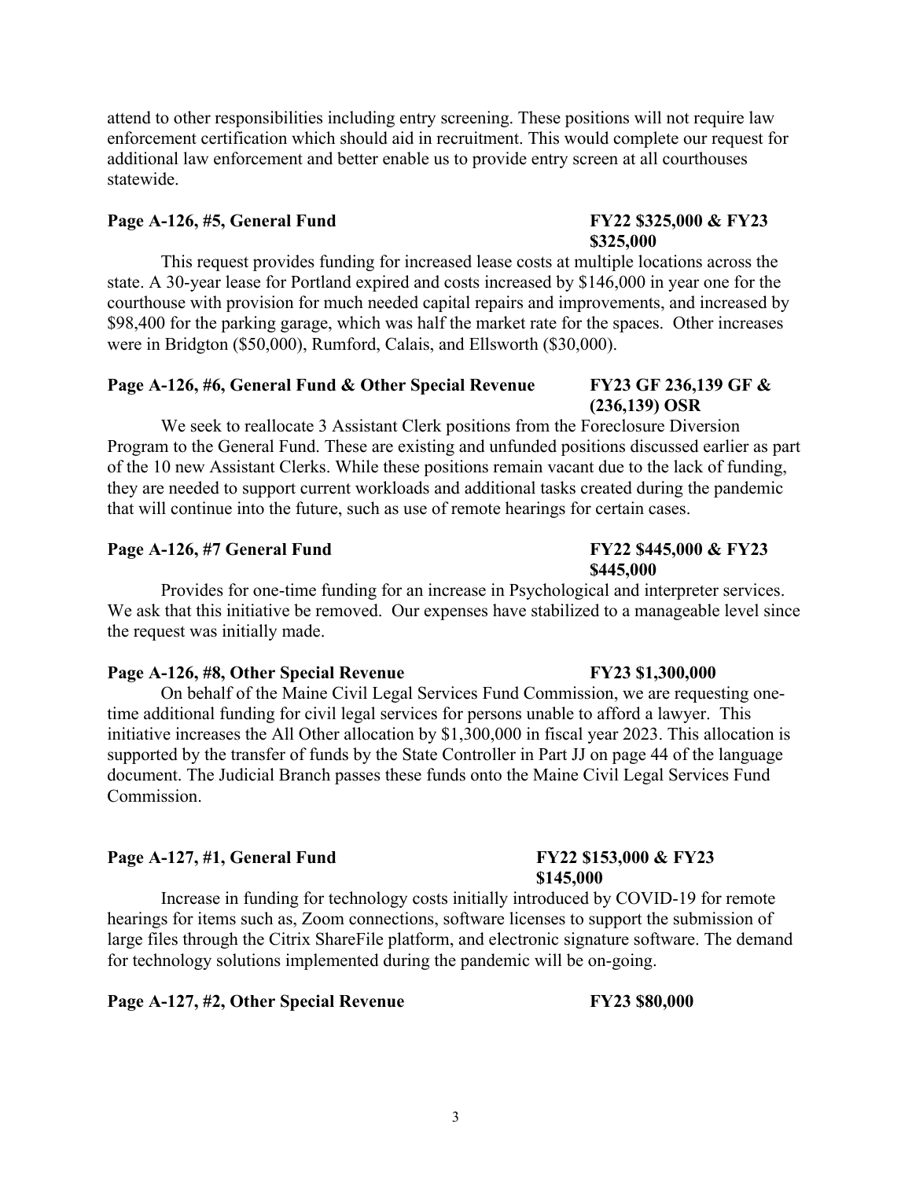attend to other responsibilities including entry screening. These positions will not require law enforcement certification which should aid in recruitment. This would complete our request for additional law enforcement and better enable us to provide entry screen at all courthouses statewide.

**Page A-126, #5, General Fund** **FY22 $325,000 & FY23 $325,000**

This request provides funding for increased lease costs at multiple locations across the state. A 30-year lease for Portland expired and costs increased by $146,000 in year one for the courthouse with provision for much needed capital repairs and improvements, and increased by $98,400 for the parking garage, which was half the market rate for the spaces. Other increases were in Bridgton ($50,000), Rumford, Calais, and Ellsworth ($30,000).

**Page A-126, #6, General Fund & Other Special Revenue** **FY23 GF 236,139 GF & (236,139) OSR**

We seek to reallocate 3 Assistant Clerk positions from the Foreclosure Diversion Program to the General Fund. These are existing and unfunded positions discussed earlier as part of the 10 new Assistant Clerks. While these positions remain vacant due to the lack of funding, they are needed to support current workloads and additional tasks created during the pandemic that will continue into the future, such as use of remote hearings for certain cases.

**Page A-126, #7 General Fund** **FY22 $445,000 & FY23 $445,000**

Provides for one-time funding for an increase in Psychological and interpreter services. We ask that this initiative be removed. Our expenses have stabilized to a manageable level since the request was initially made.

**Page A-126, #8, Other Special Revenue** **FY23 $1,300,000**

On behalf of the Maine Civil Legal Services Fund Commission, we are requesting one-time additional funding for civil legal services for persons unable to afford a lawyer. This initiative increases the All Other allocation by $1,300,000 in fiscal year 2023. This allocation is supported by the transfer of funds by the State Controller in Part JJ on page 44 of the language document. The Judicial Branch passes these funds onto the Maine Civil Legal Services Fund Commission.

**Page A-127, #1, General Fund** **FY22 $153,000 & FY23 $145,000**

Increase in funding for technology costs initially introduced by COVID-19 for remote hearings for items such as, Zoom connections, software licenses to support the submission of large files through the Citrix ShareFile platform, and electronic signature software. The demand for technology solutions implemented during the pandemic will be on-going.

**Page A-127, #2, Other Special Revenue** **FY23 $80,000**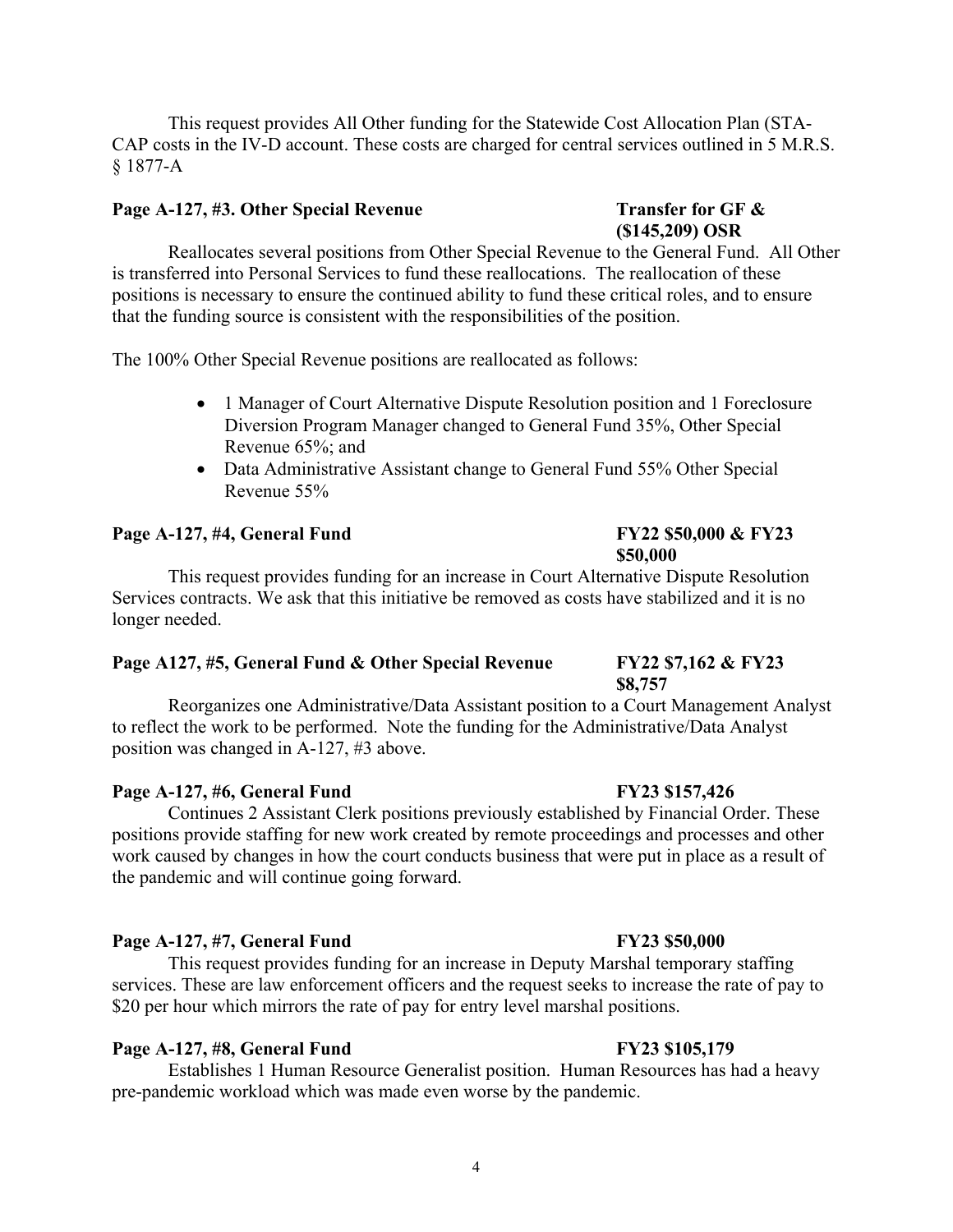This request provides All Other funding for the Statewide Cost Allocation Plan (STA-CAP costs in the IV-D account. These costs are charged for central services outlined in 5 M.R.S. § 1877-A

**Page A-127, #3. Other Special Revenue** **Transfer for GF & (\$145,209) OSR**

Reallocates several positions from Other Special Revenue to the General Fund. All Other is transferred into Personal Services to fund these reallocations. The reallocation of these positions is necessary to ensure the continued ability to fund these critical roles, and to ensure that the funding source is consistent with the responsibilities of the position.

The 100% Other Special Revenue positions are reallocated as follows:

- 1 Manager of Court Alternative Dispute Resolution position and 1 Foreclosure Diversion Program Manager changed to General Fund 35%, Other Special Revenue 65%; and
- Data Administrative Assistant change to General Fund 55% Other Special Revenue 55%

**Page A-127, #4, General Fund** **FY22 \$50,000 & FY23 \$50,000**

This request provides funding for an increase in Court Alternative Dispute Resolution Services contracts. We ask that this initiative be removed as costs have stabilized and it is no longer needed.

**Page A127, #5, General Fund & Other Special Revenue** **FY22 \$7,162 & FY23 \$8,757**

Reorganizes one Administrative/Data Assistant position to a Court Management Analyst to reflect the work to be performed. Note the funding for the Administrative/Data Analyst position was changed in A-127, #3 above.

**Page A-127, #6, General Fund** **FY23 \$157,426**

Continues 2 Assistant Clerk positions previously established by Financial Order. These positions provide staffing for new work created by remote proceedings and processes and other work caused by changes in how the court conducts business that were put in place as a result of the pandemic and will continue going forward.

**Page A-127, #7, General Fund** **FY23 \$50,000**

This request provides funding for an increase in Deputy Marshal temporary staffing services. These are law enforcement officers and the request seeks to increase the rate of pay to \$20 per hour which mirrors the rate of pay for entry level marshal positions.

**Page A-127, #8, General Fund** **FY23 \$105,179**

Establishes 1 Human Resource Generalist position. Human Resources has had a heavy pre-pandemic workload which was made even worse by the pandemic.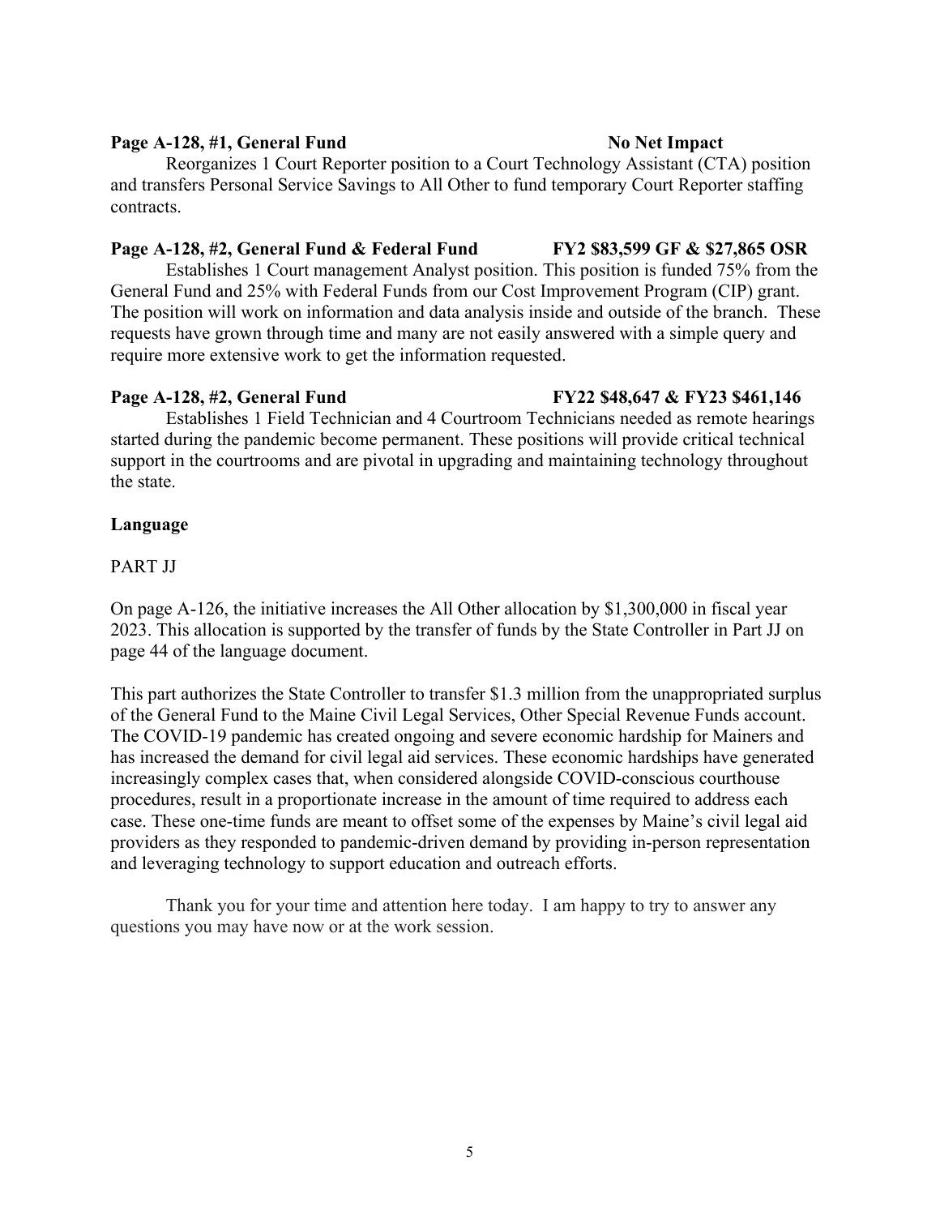**Page A-128, #1, General Fund No Net Impact**

Reorganizes 1 Court Reporter position to a Court Technology Assistant (CTA) position and transfers Personal Service Savings to All Other to fund temporary Court Reporter staffing contracts.

**Page A-128, #2, General Fund & Federal Fund FY2 $83,599 GF & $27,865 OSR**

Establishes 1 Court management Analyst position. This position is funded 75% from the General Fund and 25% with Federal Funds from our Cost Improvement Program (CIP) grant. The position will work on information and data analysis inside and outside of the branch. These requests have grown through time and many are not easily answered with a simple query and require more extensive work to get the information requested.

**Page A-128, #2, General Fund FY22 $48,647 & FY23 $461,146**

Establishes 1 Field Technician and 4 Courtroom Technicians needed as remote hearings started during the pandemic become permanent. These positions will provide critical technical support in the courtrooms and are pivotal in upgrading and maintaining technology throughout the state.

**Language**

PART JJ

On page A-126, the initiative increases the All Other allocation by $1,300,000 in fiscal year 2023. This allocation is supported by the transfer of funds by the State Controller in Part JJ on page 44 of the language document.

This part authorizes the State Controller to transfer $1.3 million from the unappropriated surplus of the General Fund to the Maine Civil Legal Services, Other Special Revenue Funds account. The COVID-19 pandemic has created ongoing and severe economic hardship for Mainers and has increased the demand for civil legal aid services. These economic hardships have generated increasingly complex cases that, when considered alongside COVID-conscious courthouse procedures, result in a proportionate increase in the amount of time required to address each case. These one-time funds are meant to offset some of the expenses by Maine's civil legal aid providers as they responded to pandemic-driven demand by providing in-person representation and leveraging technology to support education and outreach efforts.

Thank you for your time and attention here today. I am happy to try to answer any questions you may have now or at the work session.